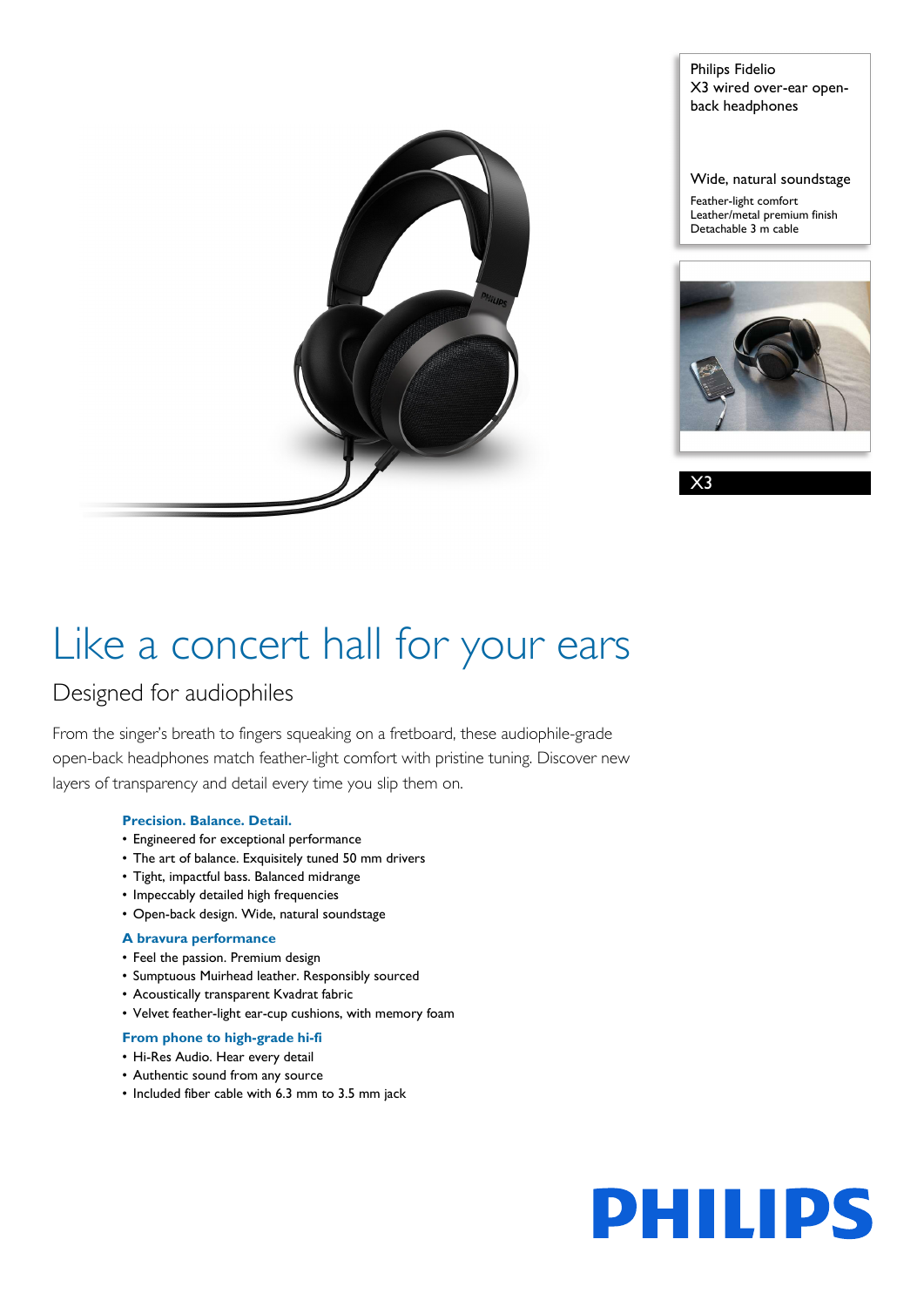Philips Fidelio
X3 wired over-ear open-back headphones

Wide, natural soundstage

Feather-light comfort
Leather/metal premium finish
Detachable 3 m cable

X3

# Like a concert hall for your ears

## Designed for audiophiles

From the singer's breath to fingers squeaking on a fretboard, these audiophile-grade open-back headphones match feather-light comfort with pristine tuning. Discover new layers of transparency and detail every time you slip them on.

### Precision. Balance. Detail.

- Engineered for exceptional performance
- The art of balance. Exquisitely tuned 50 mm drivers
- Tight, impactful bass. Balanced midrange
- Impeccably detailed high frequencies
- Open-back design. Wide, natural soundstage

### A bravura performance

- Feel the passion. Premium design
- Sumptuous Muirhead leather. Responsibly sourced
- Acoustically transparent Kvadrat fabric
- Velvet feather-light ear-cup cushions, with memory foam

### From phone to high-grade hi-fi

- Hi-Res Audio. Hear every detail
- Authentic sound from any source
- Included fiber cable with 6.3 mm to 3.5 mm jack

PHILIPS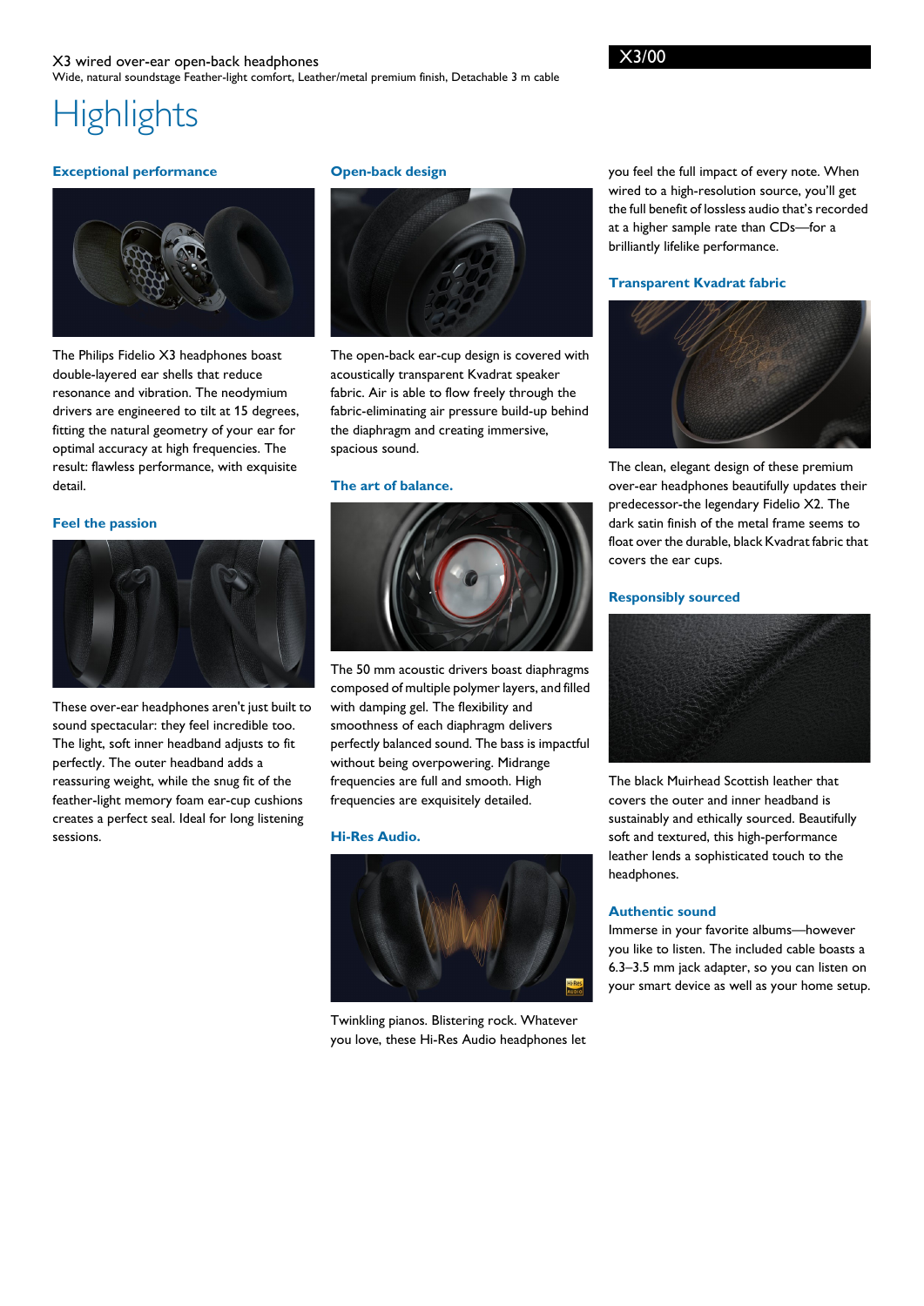X3 wired over-ear open-back headphones

Wide, natural soundstage Feather-light comfort, Leather/metal premium finish, Detachable 3 m cable

X3/00

# Highlights

### Exceptional performance

The Philips Fidelio X3 headphones boast double-layered ear shells that reduce resonance and vibration. The neodymium drivers are engineered to tilt at 15 degrees, fitting the natural geometry of your ear for optimal accuracy at high frequencies. The result: flawless performance, with exquisite detail.

### Feel the passion

These over-ear headphones aren't just built to sound spectacular: they feel incredible too. The light, soft inner headband adjusts to fit perfectly. The outer headband adds a reassuring weight, while the snug fit of the feather-light memory foam ear-cup cushions creates a perfect seal. Ideal for long listening sessions.

### Open-back design

The open-back ear-cup design is covered with acoustically transparent Kvadrat speaker fabric. Air is able to flow freely through the fabric-eliminating air pressure build-up behind the diaphragm and creating immersive, spacious sound.

### The art of balance.

The 50 mm acoustic drivers boast diaphragms composed of multiple polymer layers, and filled with damping gel. The flexibility and smoothness of each diaphragm delivers perfectly balanced sound. The bass is impactful without being overpowering. Midrange frequencies are full and smooth. High frequencies are exquisitely detailed.

### Hi-Res Audio.

Twinkling pianos. Blistering rock. Whatever you love, these Hi-Res Audio headphones let you feel the full impact of every note. When wired to a high-resolution source, you'll get the full benefit of lossless audio that's recorded at a higher sample rate than CDs—for a brilliantly lifelike performance.

### Transparent Kvadrat fabric

The clean, elegant design of these premium over-ear headphones beautifully updates their predecessor-the legendary Fidelio X2. The dark satin finish of the metal frame seems to float over the durable, black Kvadrat fabric that covers the ear cups.

### Responsibly sourced

The black Muirhead Scottish leather that covers the outer and inner headband is sustainably and ethically sourced. Beautifully soft and textured, this high-performance leather lends a sophisticated touch to the headphones.

### Authentic sound

Immerse in your favorite albums—however you like to listen. The included cable boasts a 6.3–3.5 mm jack adapter, so you can listen on your smart device as well as your home setup.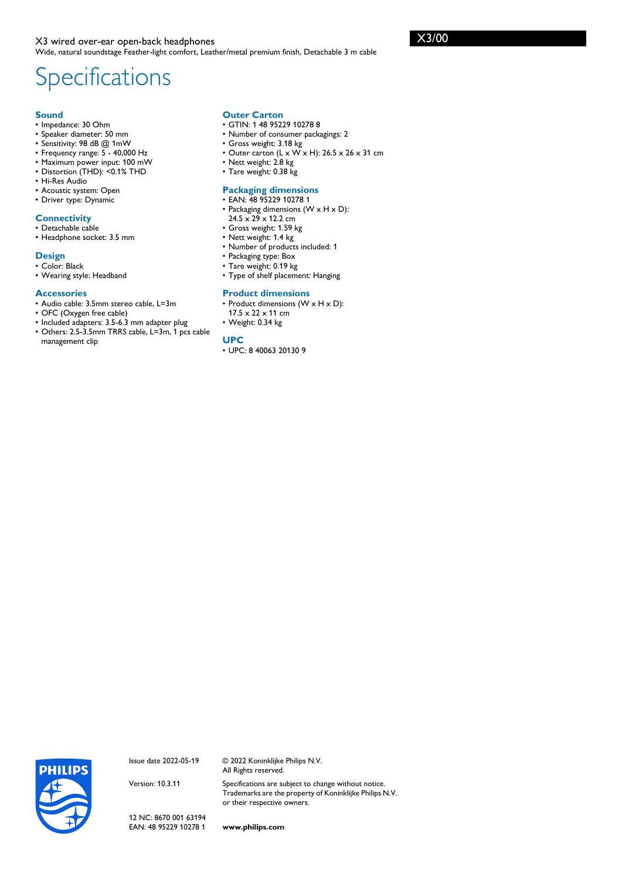X3 wired over-ear open-back headphones

Wide, natural soundstage Feather-light comfort, Leather/metal premium finish, Detachable 3 m cable

X3/00

# Specifications

### Sound
- Impedance: 30 Ohm
- Speaker diameter: 50 mm
- Sensitivity: 98 dB @ 1mW
- Frequency range: 5 - 40,000 Hz
- Maximum power input: 100 mW
- Distortion (THD): <0.1% THD
- Hi-Res Audio
- Acoustic system: Open
- Driver type: Dynamic

### Connectivity
- Detachable cable
- Headphone socket: 3.5 mm

### Design
- Color: Black
- Wearing style: Headband

### Accessories
- Audio cable: 3.5mm stereo cable, L=3m
- OFC (Oxygen free cable)
- Included adapters: 3.5-6.3 mm adapter plug
- Others: 2.5-3.5mm TRRS cable, L=3m, 1 pcs cable management clip

### Outer Carton
- GTIN: 1 48 95229 10278 8
- Number of consumer packagings: 2
- Gross weight: 3.18 kg
- Outer carton (L x W x H): 26.5 x 26 x 31 cm
- Nett weight: 2.8 kg
- Tare weight: 0.38 kg

### Packaging dimensions
- EAN: 48 95229 10278 1
- Packaging dimensions (W x H x D): 24.5 x 29 x 12.2 cm
- Gross weight: 1.59 kg
- Nett weight: 1.4 kg
- Number of products included: 1
- Packaging type: Box
- Tare weight: 0.19 kg
- Type of shelf placement: Hanging

### Product dimensions
- Product dimensions (W x H x D): 17.5 x 22 x 11 cm
- Weight: 0.34 kg

### UPC
- UPC: 8 40063 20130 9

Issue date 2022-05-19

Version: 10.3.11

12 NC: 8670 001 63194
EAN: 48 95229 10278 1

© 2022 Koninklijke Philips N.V.
All Rights reserved.

Specifications are subject to change without notice. Trademarks are the property of Koninklijke Philips N.V. or their respective owners.

**www.philips.com**